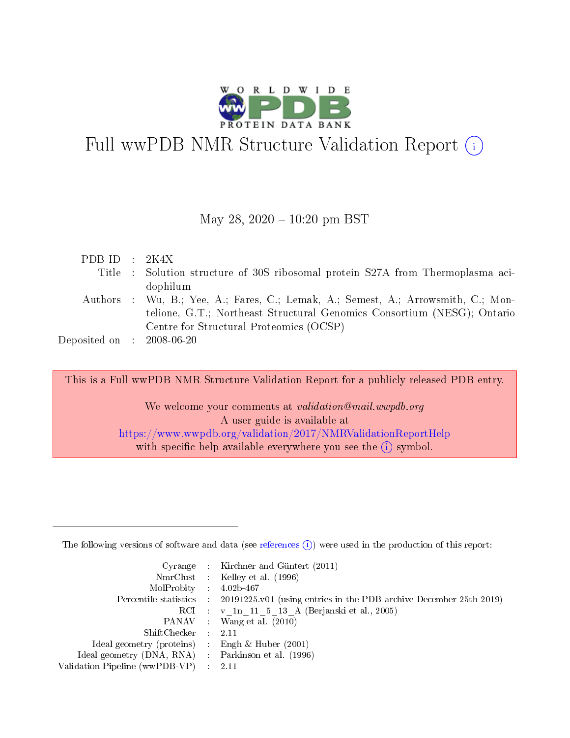# Full wwPDB NMR Structure Validation Report (i)

May 28, 2020 – 10:20 pm BST

| | | |
|---|---|---|
| PDB ID | : | 2K4X |
| Title | : | Solution structure of 30S ribosomal protein S27A from Thermoplasma acidophilum |
| Authors | : | Wu, B.; Yee, A.; Fares, C.; Lemak, A.; Semest, A.; Arrowsmith, C.; Montelione, G.T.; Northeast Structural Genomics Consortium (NESG); Ontario Centre for Structural Proteomics (OCSP) |
| Deposited on | : | 2008-06-20 |

This is a Full wwPDB NMR Structure Validation Report for a publicly released PDB entry.

We welcome your comments at *validation@mail.wwpdb.org*
A user guide is available at
https://www.wwpdb.org/validation/2017/NMRValidationReportHelp
with specific help available everywhere you see the (i) symbol.

---

The following versions of software and data (see references (i)) were used in the production of this report:

| | | |
|---|---|---|
| Cyrange | : | Kirchner and Güntert (2011) |
| NmrClust | : | Kelley et al. (1996) |
| MolProbity | : | 4.02b-467 |
| Percentile statistics | : | 20191225.v01 (using entries in the PDB archive December 25th 2019) |
| RCI | : | v_1n_11_5_13_A (Berjanski et al., 2005) |
| PANAV | : | Wang et al. (2010) |
| ShiftChecker | : | 2.11 |
| Ideal geometry (proteins) | : | Engh & Huber (2001) |
| Ideal geometry (DNA, RNA) | : | Parkinson et al. (1996) |
| Validation Pipeline (wwPDB-VP) | : | 2.11 |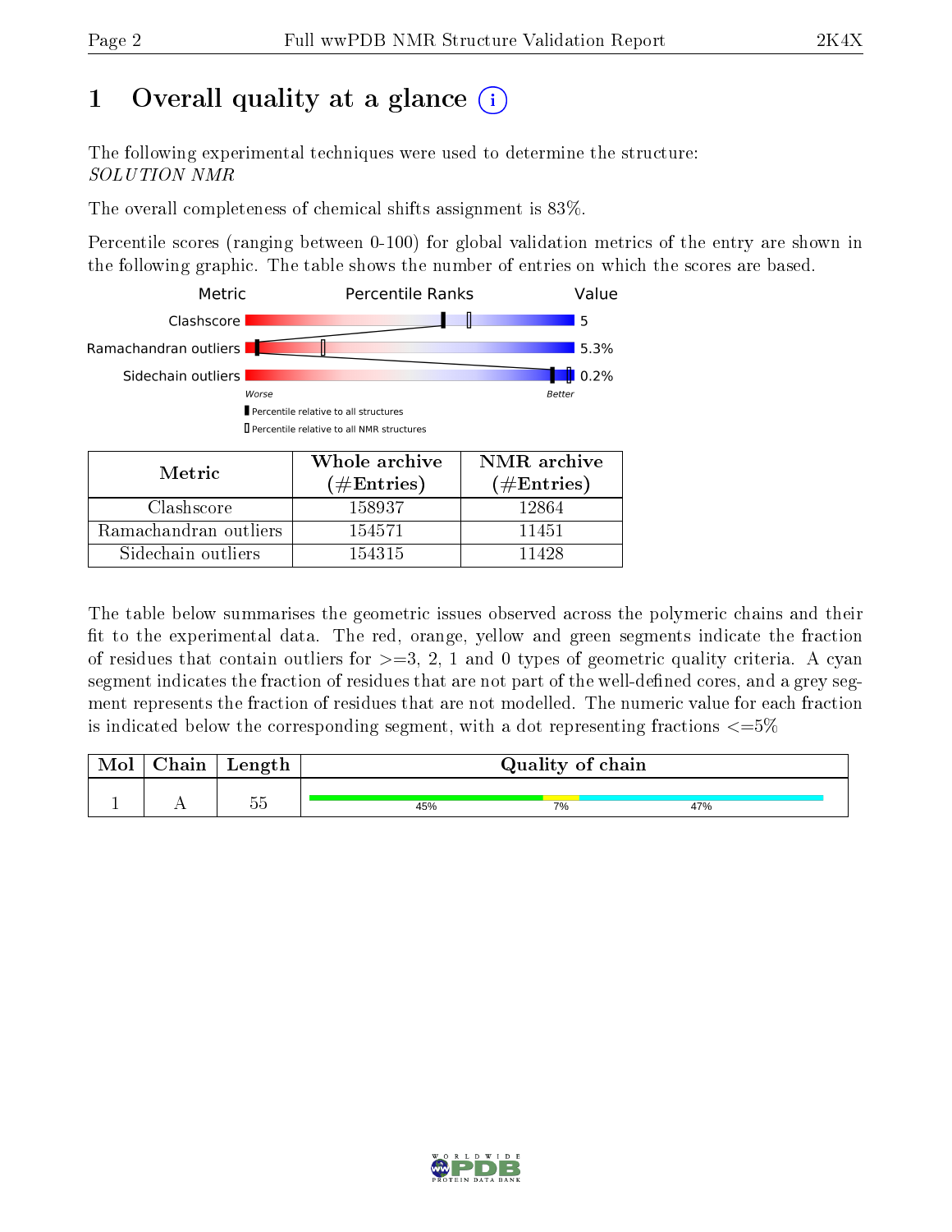# 1 Overall quality at a glance

The following experimental techniques were used to determine the structure:
*SOLUTION NMR*

The overall completeness of chemical shifts assignment is 83%.

Percentile scores (ranging between 0-100) for global validation metrics of the entry are shown in the following graphic. The table shows the number of entries on which the scores are based.

| Metric | Value |
|---|---|
| Clashscore | 5 |
| Ramachandran outliers | 5.3% |
| Sidechain outliers | 0.2% |

| Metric | Whole archive (#Entries) | NMR archive (#Entries) |
|---|---|---|
| Clashscore | 158937 | 12864 |
| Ramachandran outliers | 154571 | 11451 |
| Sidechain outliers | 154315 | 11428 |

The table below summarises the geometric issues observed across the polymeric chains and their fit to the experimental data. The red, orange, yellow and green segments indicate the fraction of residues that contain outliers for >=3, 2, 1 and 0 types of geometric quality criteria. A cyan segment indicates the fraction of residues that are not part of the well-defined cores, and a grey segment represents the fraction of residues that are not modelled. The numeric value for each fraction is indicated below the corresponding segment, with a dot representing fractions <=5%

| Mol | Chain | Length | Quality of chain |
|---|---|---|---|
| 1 | A | 55 | 45% / 7% / 47% |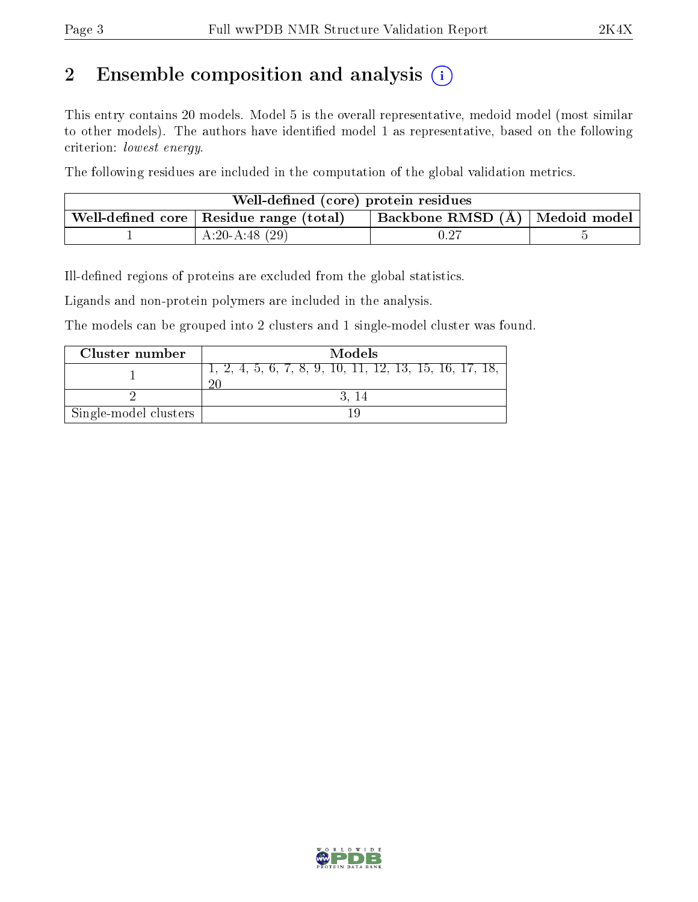## 2 Ensemble composition and analysis

This entry contains 20 models. Model 5 is the overall representative, medoid model (most similar to other models). The authors have identified model 1 as representative, based on the following criterion: *lowest energy*.

The following residues are included in the computation of the global validation metrics.

| Well-defined (core) protein residues | | | |
|---|---|---|---|
| Well-defined core | Residue range (total) | Backbone RMSD (Å) | Medoid model |
| 1 | A:20-A:48 (29) | 0.27 | 5 |

Ill-defined regions of proteins are excluded from the global statistics.

Ligands and non-protein polymers are included in the analysis.

The models can be grouped into 2 clusters and 1 single-model cluster was found.

| Cluster number | Models |
|---|---|
| 1 | 1, 2, 4, 5, 6, 7, 8, 9, 10, 11, 12, 13, 15, 16, 17, 18, 20 |
| 2 | 3, 14 |
| Single-model clusters | 19 |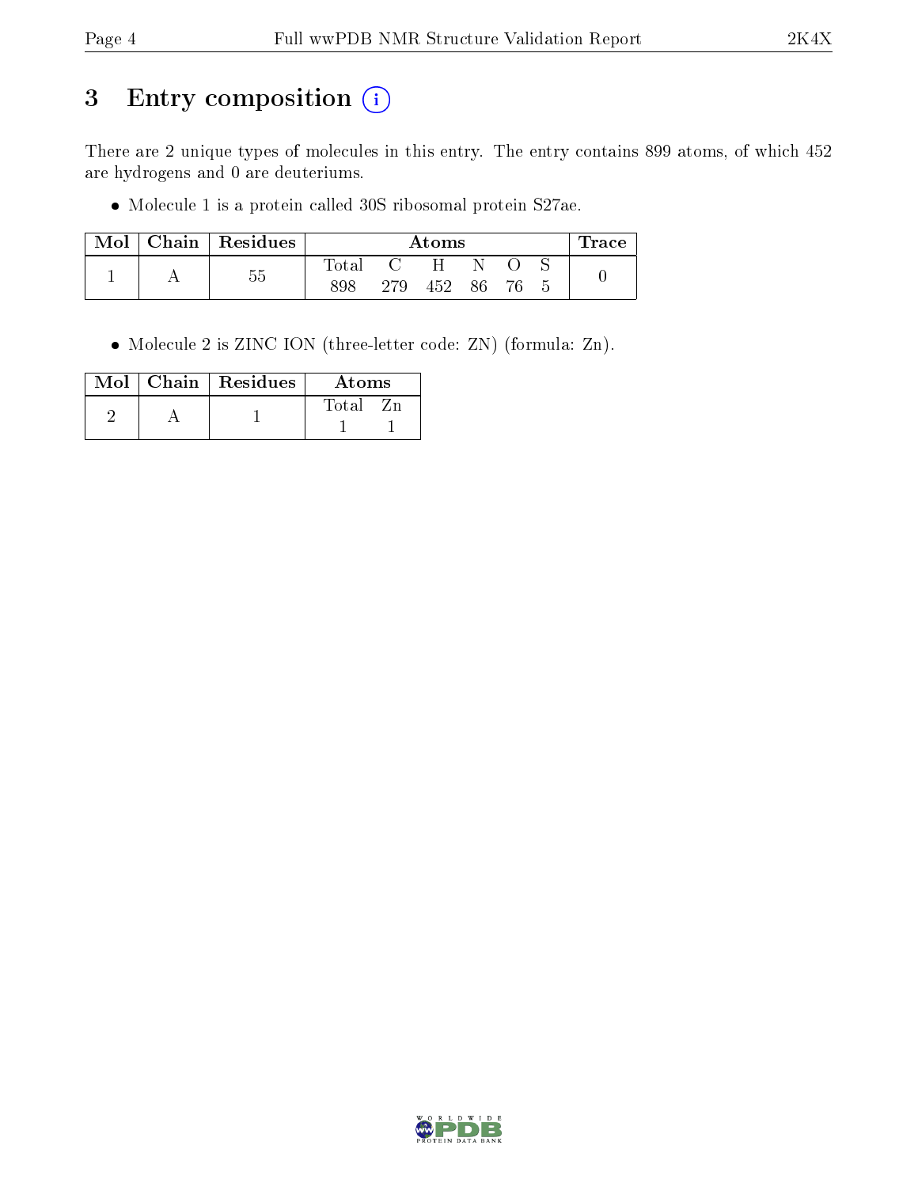# 3 Entry composition (i)

There are 2 unique types of molecules in this entry. The entry contains 899 atoms, of which 452 are hydrogens and 0 are deuteriums.

- Molecule 1 is a protein called 30S ribosomal protein S27ae.

| Mol | Chain | Residues | Atoms | | | | | | Trace |
|---|---|---|---|---|---|---|---|---|---|
| | | | Total | C | H | N | O | S | |
| 1 | A | 55 | 898 | 279 | 452 | 86 | 76 | 5 | 0 |

- Molecule 2 is ZINC ION (three-letter code: ZN) (formula: Zn).

| Mol | Chain | Residues | Atoms | |
|---|---|---|---|---|
| | | | Total | Zn |
| 2 | A | 1 | 1 | 1 |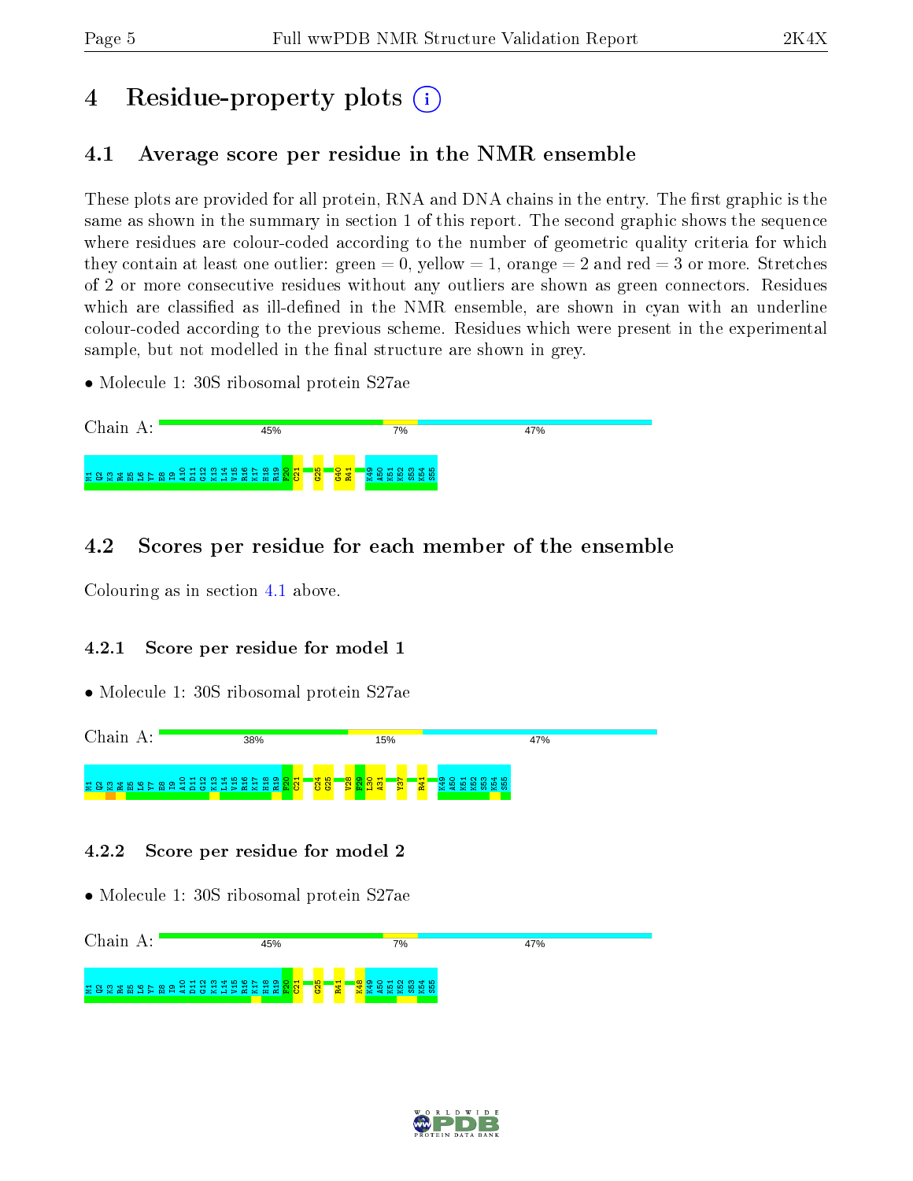# 4 Residue-property plots

## 4.1 Average score per residue in the NMR ensemble

These plots are provided for all protein, RNA and DNA chains in the entry. The first graphic is the same as shown in the summary in section 1 of this report. The second graphic shows the sequence where residues are colour-coded according to the number of geometric quality criteria for which they contain at least one outlier: green = 0, yellow = 1, orange = 2 and red = 3 or more. Stretches of 2 or more consecutive residues without any outliers are shown as green connectors. Residues which are classified as ill-defined in the NMR ensemble, are shown in cyan with an underline colour-coded according to the previous scheme. Residues which were present in the experimental sample, but not modelled in the final structure are shown in grey.

- Molecule 1: 30S ribosomal protein S27ae

Chain A: 45% 7% 47%

M1 Q2 K3 R4 E5 L6 Y7 E8 I9 A10 D11 G12 K13 L14 V15 R16 K17 H18 R19 F20 C21 G25 G40 R41 K49 A50 K51 K52 S53 K54 S55

## 4.2 Scores per residue for each member of the ensemble

Colouring as in section 4.1 above.

### 4.2.1 Score per residue for model 1

- Molecule 1: 30S ribosomal protein S27ae

Chain A: 38% 15% 47%

M1 Q2 K3 R4 E5 L6 Y7 E8 I9 A10 D11 G12 K13 L14 V15 R16 K17 H18 R19 F20 C21 C24 G25 V28 F29 I30 A31 Y37 R41 K49 A50 K51 K52 S53 K54 S55

### 4.2.2 Score per residue for model 2

- Molecule 1: 30S ribosomal protein S27ae

Chain A: 45% 7% 47%

M1 Q2 K3 R4 E5 L6 Y7 E8 I9 A10 D11 G12 K13 L14 V15 R16 K17 H18 R19 F20 C21 G25 R41 K48 K49 A50 K51 K52 S53 K54 S55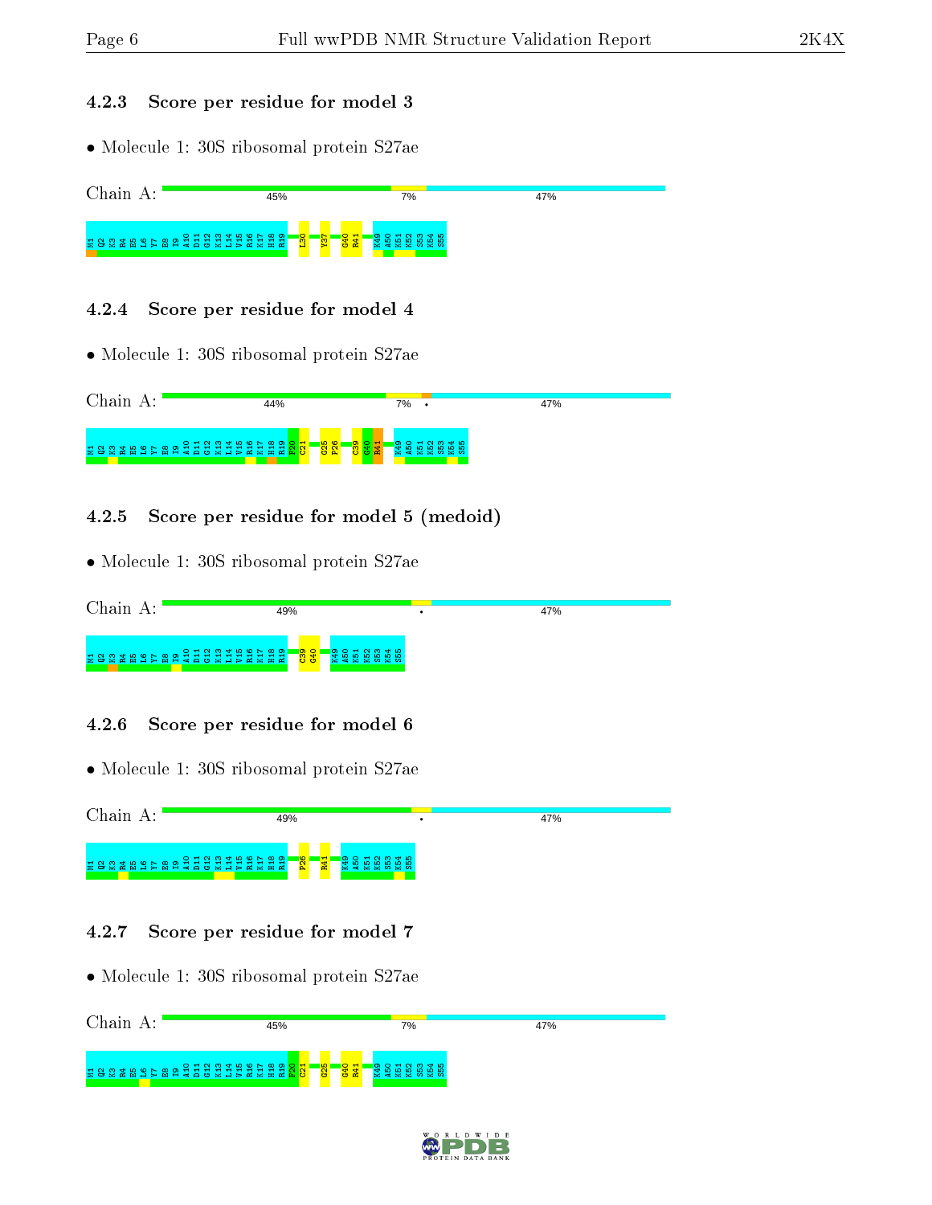### 4.2.3 Score per residue for model 3

• Molecule 1: 30S ribosomal protein S27ae

Chain A: 45% 7% 47%

M1 Q2 K3 R4 E5 L6 Y7 E8 I9 A10 D11 G12 K13 L14 V15 R16 K17 H18 R19 L30 Y37 G40 R41 K49 A50 K51 K52 S53 K54 S55

### 4.2.4 Score per residue for model 4

• Molecule 1: 30S ribosomal protein S27ae

Chain A: 44% 7% • 47%

M1 Q2 K3 R4 E5 L6 Y7 E8 I9 A10 D11 G12 K13 L14 V15 R16 K17 H18 R19 F20 C21 G25 P26 C39 G40 R41 K49 A50 K51 K52 S53 K54 S55

### 4.2.5 Score per residue for model 5 (medoid)

• Molecule 1: 30S ribosomal protein S27ae

Chain A: 49% • 47%

M1 Q2 K3 R4 E5 L6 Y7 E8 I9 A10 D11 G12 K13 L14 V15 R16 K17 H18 R19 C39 G40 K49 A50 K51 K52 S53 K54 S55

### 4.2.6 Score per residue for model 6

• Molecule 1: 30S ribosomal protein S27ae

Chain A: 49% • 47%

M1 Q2 K3 R4 E5 L6 Y7 E8 I9 A10 D11 G12 K13 L14 V15 R16 K17 H18 R19 P26 R41 K49 A50 K51 K52 S53 K54 S55

### 4.2.7 Score per residue for model 7

• Molecule 1: 30S ribosomal protein S27ae

Chain A: 45% 7% 47%

M1 Q2 K3 R4 E5 L6 Y7 E8 I9 A10 D11 G12 K13 L14 V15 R16 K17 H18 R19 F20 C21 G25 G40 R41 K49 A50 K51 K52 S53 K54 S55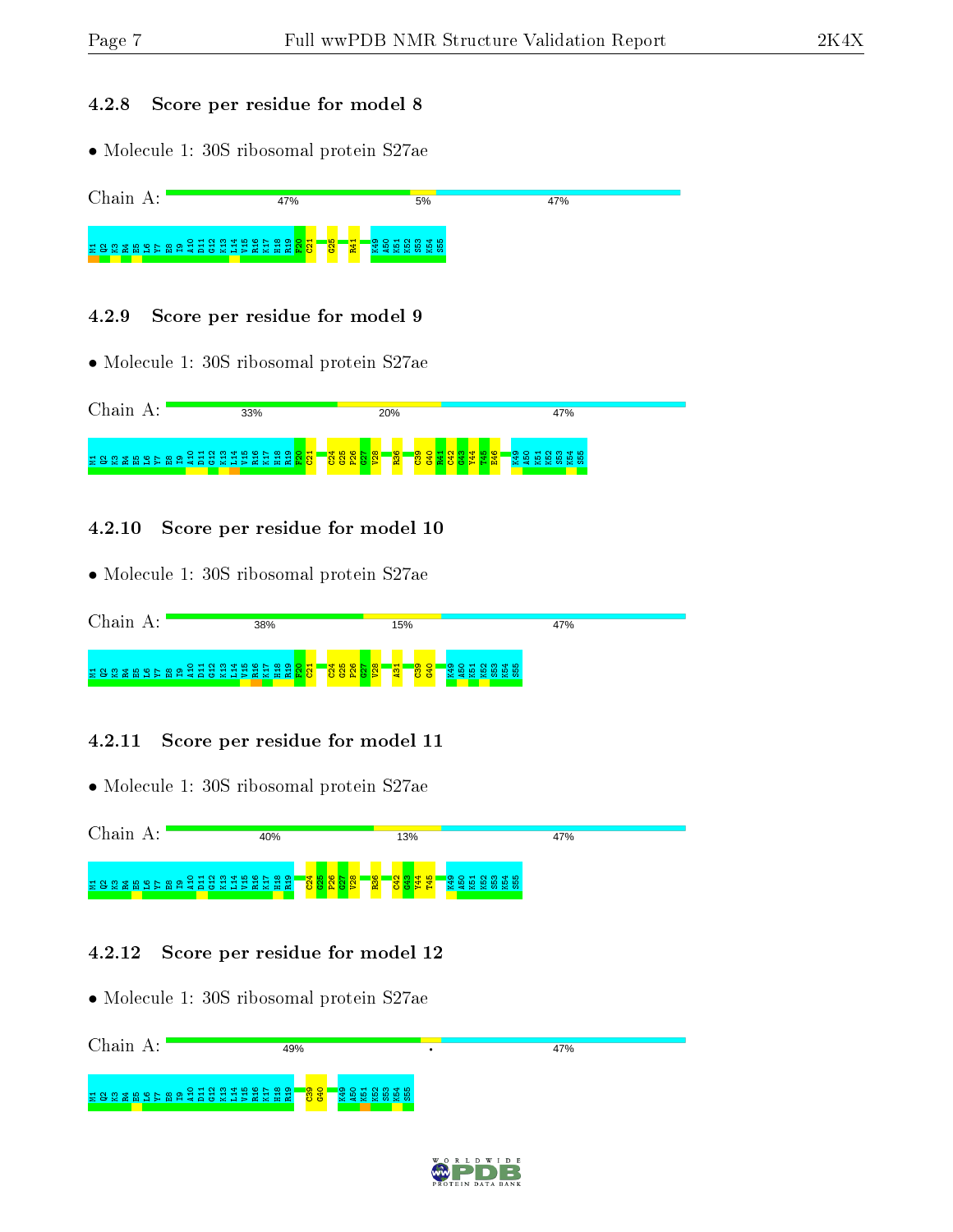### 4.2.8 Score per residue for model 8

- Molecule 1: 30S ribosomal protein S27ae

Chain A: 47% 5% 47%

M1 Q2 K3 R4 E5 L6 Y7 E8 I9 A10 D11 G12 K13 L14 V15 R16 K17 H18 R19 F20 C21 G25 R41 K49 A50 K51 K52 S53 K54 S55

### 4.2.9 Score per residue for model 9

- Molecule 1: 30S ribosomal protein S27ae

Chain A: 33% 20% 47%

M1 Q2 K3 R4 E5 L6 Y7 E8 I9 A10 D11 G12 K13 L14 V15 R16 K17 H18 R19 F20 C21 C24 G25 P26 G27 V28 R36 C39 G40 R41 C42 G43 Y44 T45 E46 K49 A50 K51 K52 S53 K54 S55

### 4.2.10 Score per residue for model 10

- Molecule 1: 30S ribosomal protein S27ae

Chain A: 38% 15% 47%

M1 Q2 K3 R4 E5 L6 Y7 E8 I9 A10 D11 G12 K13 L14 V15 R16 K17 H18 R19 F20 C21 C24 G25 P26 G27 V28 A31 C39 G40 K49 A50 K51 K52 S53 K54 S55

### 4.2.11 Score per residue for model 11

- Molecule 1: 30S ribosomal protein S27ae

Chain A: 40% 13% 47%

M1 Q2 K3 R4 E5 L6 Y7 E8 I9 A10 D11 G12 K13 L14 V15 R16 K17 H18 R19 C24 G25 P26 G27 V28 R36 C42 G43 Y44 T45 K49 A50 K51 K52 S53 K54 S55

### 4.2.12 Score per residue for model 12

- Molecule 1: 30S ribosomal protein S27ae

Chain A: 49% • 47%

M1 Q2 K3 R4 E5 L6 Y7 E8 I9 A10 D11 G12 K13 L14 V15 R16 K17 H18 R19 C39 G40 K49 A50 K51 K52 S53 K54 S55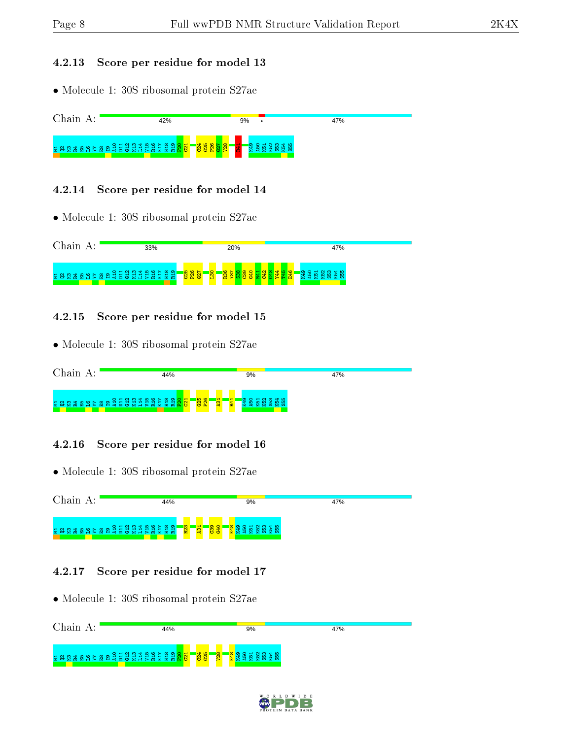### 4.2.13 Score per residue for model 13

- Molecule 1: 30S ribosomal protein S27ae

Chain A: 42% 9% • 47%

M1 Q2 K3 R4 E5 L6 Y7 E8 I9 A10 D11 G12 K13 L14 V15 R16 K17 H18 R19 F20 C21 C24 G25 P26 G27 V28 R41 K49 A50 K51 K52 S53 K54 S55

### 4.2.14 Score per residue for model 14

- Molecule 1: 30S ribosomal protein S27ae

Chain A: 33% 20% 47%

M1 Q2 K3 R4 E5 L6 Y7 E8 I9 A10 D11 G12 K13 L14 V15 R16 K17 H18 R19 G25 P26 G27 L30 R36 Y37 S38 C39 G40 R41 C42 G43 Y44 T45 E46 K49 A50 K51 K52 S53 K54 S55

### 4.2.15 Score per residue for model 15

- Molecule 1: 30S ribosomal protein S27ae

Chain A: 44% 9% 47%

M1 Q2 K3 R4 E5 L6 Y7 E8 I9 A10 D11 G12 K13 L14 V15 R16 K17 H18 R19 F20 C21 G25 P26 A31 R41 K49 A50 K51 K52 S53 K54 S55

### 4.2.16 Score per residue for model 16

- Molecule 1: 30S ribosomal protein S27ae

Chain A: 44% 9% 47%

M1 Q2 K3 R4 E5 L6 Y7 E8 I9 A10 D11 G12 K13 L14 V15 R16 K17 H18 R19 R23 A31 C39 G40 K48 K49 A50 K51 K52 S53 K54 S55

### 4.2.17 Score per residue for model 17

- Molecule 1: 30S ribosomal protein S27ae

Chain A: 44% 9% 47%

M1 Q2 K3 R4 E5 L6 Y7 E8 I9 A10 D11 G12 K13 L14 V15 R16 K17 H18 R19 F20 C21 C24 G25 V28 K48 K49 A50 K51 K52 S53 K54 S55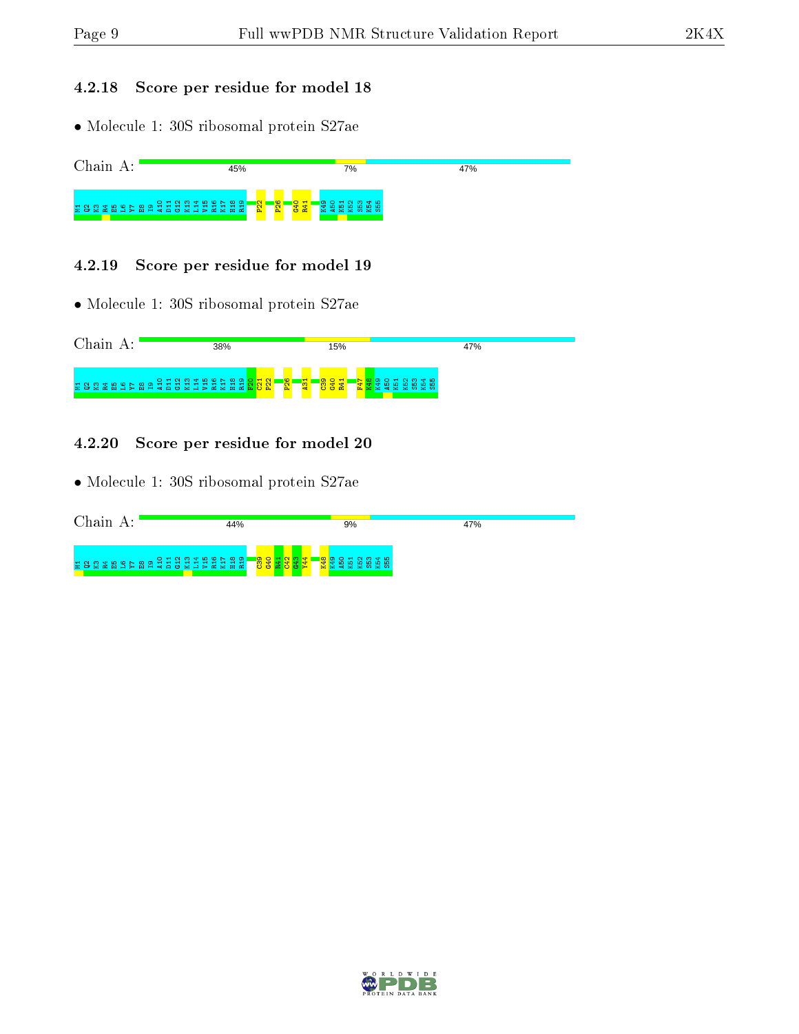### 4.2.18 Score per residue for model 18

- Molecule 1: 30S ribosomal protein S27ae

Chain A: 45% 7% 47%

M1 Q2 K3 R4 E5 L6 Y7 E8 I9 A10 D11 G12 K13 L14 V15 R16 K17 H18 R19 P22 P26 G40 R41 K49 A50 K51 K52 S53 K54 S55

### 4.2.19 Score per residue for model 19

- Molecule 1: 30S ribosomal protein S27ae

Chain A: 38% 15% 47%

M1 Q2 K3 R4 E5 L6 Y7 E8 I9 A10 D11 G12 K13 L14 V15 R16 K17 H18 R19 F20 C21 P22 P26 A31 C39 G40 R41 F47 K48 K49 A50 K51 K52 S53 K54 S55

### 4.2.20 Score per residue for model 20

- Molecule 1: 30S ribosomal protein S27ae

Chain A: 44% 9% 47%

M1 Q2 K3 R4 E5 L6 Y7 E8 I9 A10 D11 G12 K13 L14 V15 R16 K17 H18 R19 C39 G40 R41 C42 G43 Y44 K48 K49 A50 K51 K52 S53 K54 S55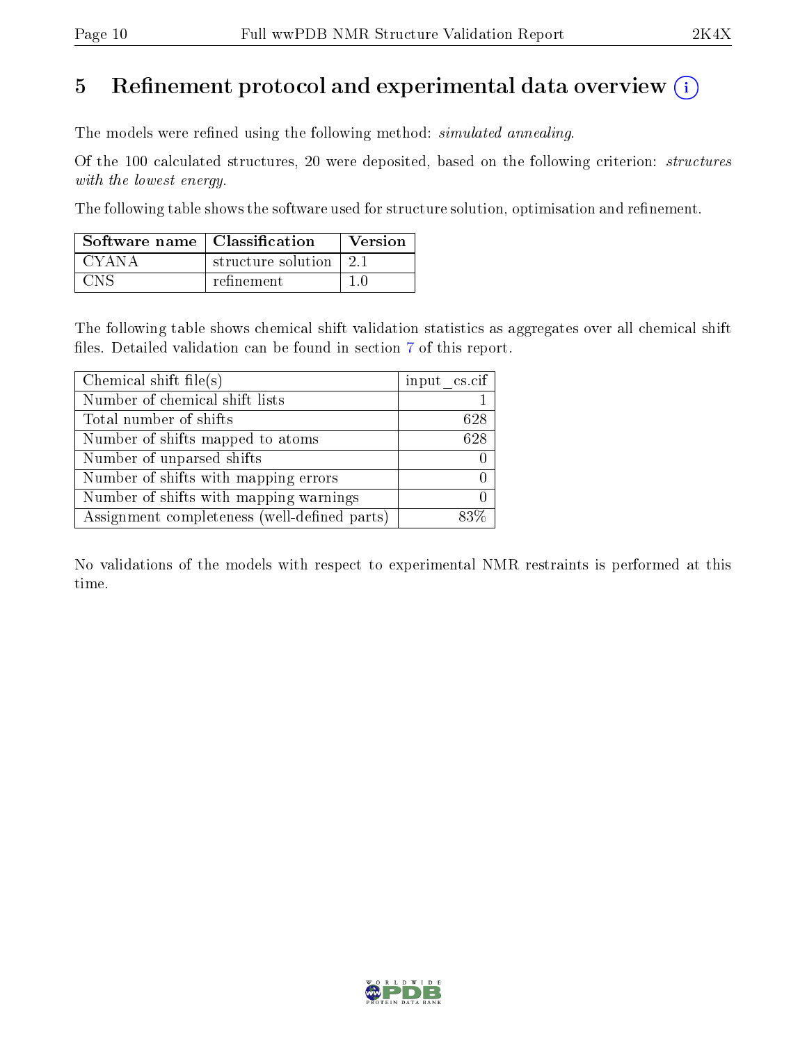# 5 Refinement protocol and experimental data overview

The models were refined using the following method: *simulated annealing*.

Of the 100 calculated structures, 20 were deposited, based on the following criterion: *structures with the lowest energy*.

The following table shows the software used for structure solution, optimisation and refinement.

| Software name | Classification | Version |
|---|---|---|
| CYANA | structure solution | 2.1 |
| CNS | refinement | 1.0 |

The following table shows chemical shift validation statistics as aggregates over all chemical shift files. Detailed validation can be found in section 7 of this report.

| Chemical shift file(s) | input_cs.cif |
|---|---|
| Number of chemical shift lists | 1 |
| Total number of shifts | 628 |
| Number of shifts mapped to atoms | 628 |
| Number of unparsed shifts | 0 |
| Number of shifts with mapping errors | 0 |
| Number of shifts with mapping warnings | 0 |
| Assignment completeness (well-defined parts) | 83% |

No validations of the models with respect to experimental NMR restraints is performed at this time.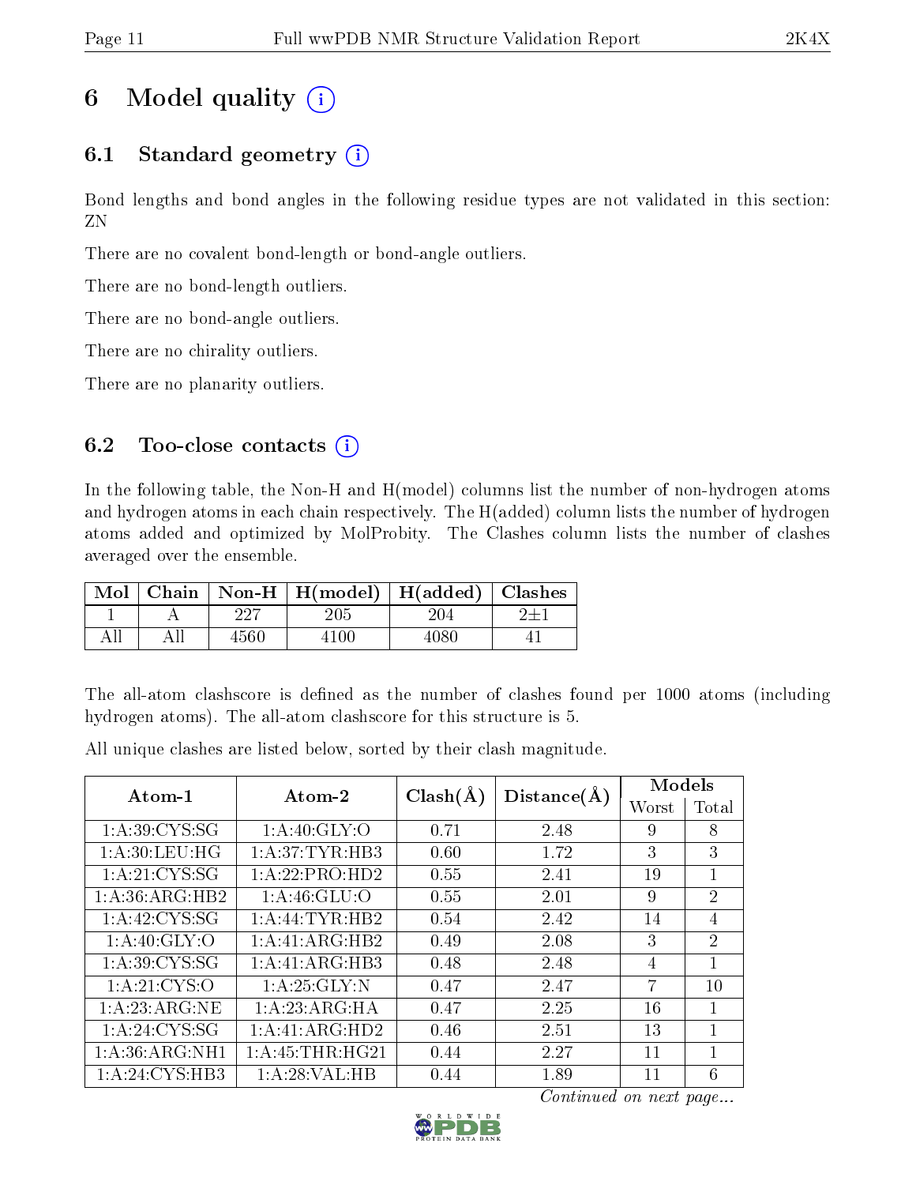# 6 Model quality (i)

## 6.1 Standard geometry (i)

Bond lengths and bond angles in the following residue types are not validated in this section: ZN

There are no covalent bond-length or bond-angle outliers.

There are no bond-length outliers.

There are no bond-angle outliers.

There are no chirality outliers.

There are no planarity outliers.

## 6.2 Too-close contacts (i)

In the following table, the Non-H and H(model) columns list the number of non-hydrogen atoms and hydrogen atoms in each chain respectively. The H(added) column lists the number of hydrogen atoms added and optimized by MolProbity. The Clashes column lists the number of clashes averaged over the ensemble.

| Mol | Chain | Non-H | H(model) | H(added) | Clashes |
|---|---|---|---|---|---|
| 1 | A | 227 | 205 | 204 | 2±1 |
| All | All | 4560 | 4100 | 4080 | 41 |

The all-atom clashscore is defined as the number of clashes found per 1000 atoms (including hydrogen atoms). The all-atom clashscore for this structure is 5.

All unique clashes are listed below, sorted by their clash magnitude.

| Atom-1 | Atom-2 | Clash(Å) | Distance(Å) | Models | |
|---|---|---|---|---|---|
| | | | | Worst | Total |
| 1:A:39:CYS:SG | 1:A:40:GLY:O | 0.71 | 2.48 | 9 | 8 |
| 1:A:30:LEU:HG | 1:A:37:TYR:HB3 | 0.60 | 1.72 | 3 | 3 |
| 1:A:21:CYS:SG | 1:A:22:PRO:HD2 | 0.55 | 2.41 | 19 | 1 |
| 1:A:36:ARG:HB2 | 1:A:46:GLU:O | 0.55 | 2.01 | 9 | 2 |
| 1:A:42:CYS:SG | 1:A:44:TYR:HB2 | 0.54 | 2.42 | 14 | 4 |
| 1:A:40:GLY:O | 1:A:41:ARG:HB2 | 0.49 | 2.08 | 3 | 2 |
| 1:A:39:CYS:SG | 1:A:41:ARG:HB3 | 0.48 | 2.48 | 4 | 1 |
| 1:A:21:CYS:O | 1:A:25:GLY:N | 0.47 | 2.47 | 7 | 10 |
| 1:A:23:ARG:NE | 1:A:23:ARG:HA | 0.47 | 2.25 | 16 | 1 |
| 1:A:24:CYS:SG | 1:A:41:ARG:HD2 | 0.46 | 2.51 | 13 | 1 |
| 1:A:36:ARG:NH1 | 1:A:45:THR:HG21 | 0.44 | 2.27 | 11 | 1 |
| 1:A:24:CYS:HB3 | 1:A:28:VAL:HB | 0.44 | 1.89 | 11 | 6 |

*Continued on next page...*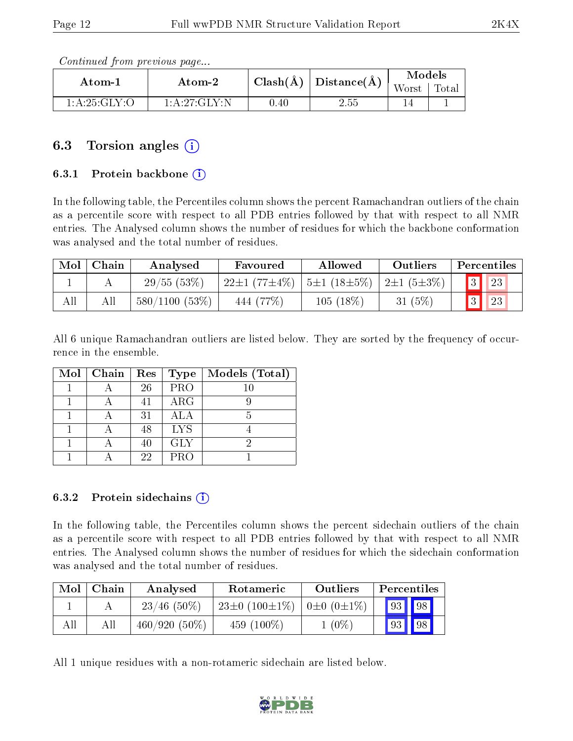*Continued from previous page...*

| Atom-1 | Atom-2 | Clash(Å) | Distance(Å) | Models | |
|---|---|---|---|---|---|
| | | | | Worst | Total |
| 1:A:25:GLY:O | 1:A:27:GLY:N | 0.40 | 2.55 | 14 | 1 |

## 6.3 Torsion angles

### 6.3.1 Protein backbone

In the following table, the Percentiles column shows the percent Ramachandran outliers of the chain as a percentile score with respect to all PDB entries followed by that with respect to all NMR entries. The Analysed column shows the number of residues for which the backbone conformation was analysed and the total number of residues.

| Mol | Chain | Analysed | Favoured | Allowed | Outliers | Percentiles | |
|---|---|---|---|---|---|---|---|
| 1 | A | 29/55 (53%) | 22±1 (77±4%) | 5±1 (18±5%) | 2±1 (5±3%) | 3 | 23 |
| All | All | 580/1100 (53%) | 444 (77%) | 105 (18%) | 31 (5%) | 3 | 23 |

All 6 unique Ramachandran outliers are listed below. They are sorted by the frequency of occurrence in the ensemble.

| Mol | Chain | Res | Type | Models (Total) |
|---|---|---|---|---|
| 1 | A | 26 | PRO | 10 |
| 1 | A | 41 | ARG | 9 |
| 1 | A | 31 | ALA | 5 |
| 1 | A | 48 | LYS | 4 |
| 1 | A | 40 | GLY | 2 |
| 1 | A | 22 | PRO | 1 |

### 6.3.2 Protein sidechains

In the following table, the Percentiles column shows the percent sidechain outliers of the chain as a percentile score with respect to all PDB entries followed by that with respect to all NMR entries. The Analysed column shows the number of residues for which the sidechain conformation was analysed and the total number of residues.

| Mol | Chain | Analysed | Rotameric | Outliers | Percentiles | |
|---|---|---|---|---|---|---|
| 1 | A | 23/46 (50%) | 23±0 (100±1%) | 0±0 (0±1%) | 93 | 98 |
| All | All | 460/920 (50%) | 459 (100%) | 1 (0%) | 93 | 98 |

All 1 unique residues with a non-rotameric sidechain are listed below.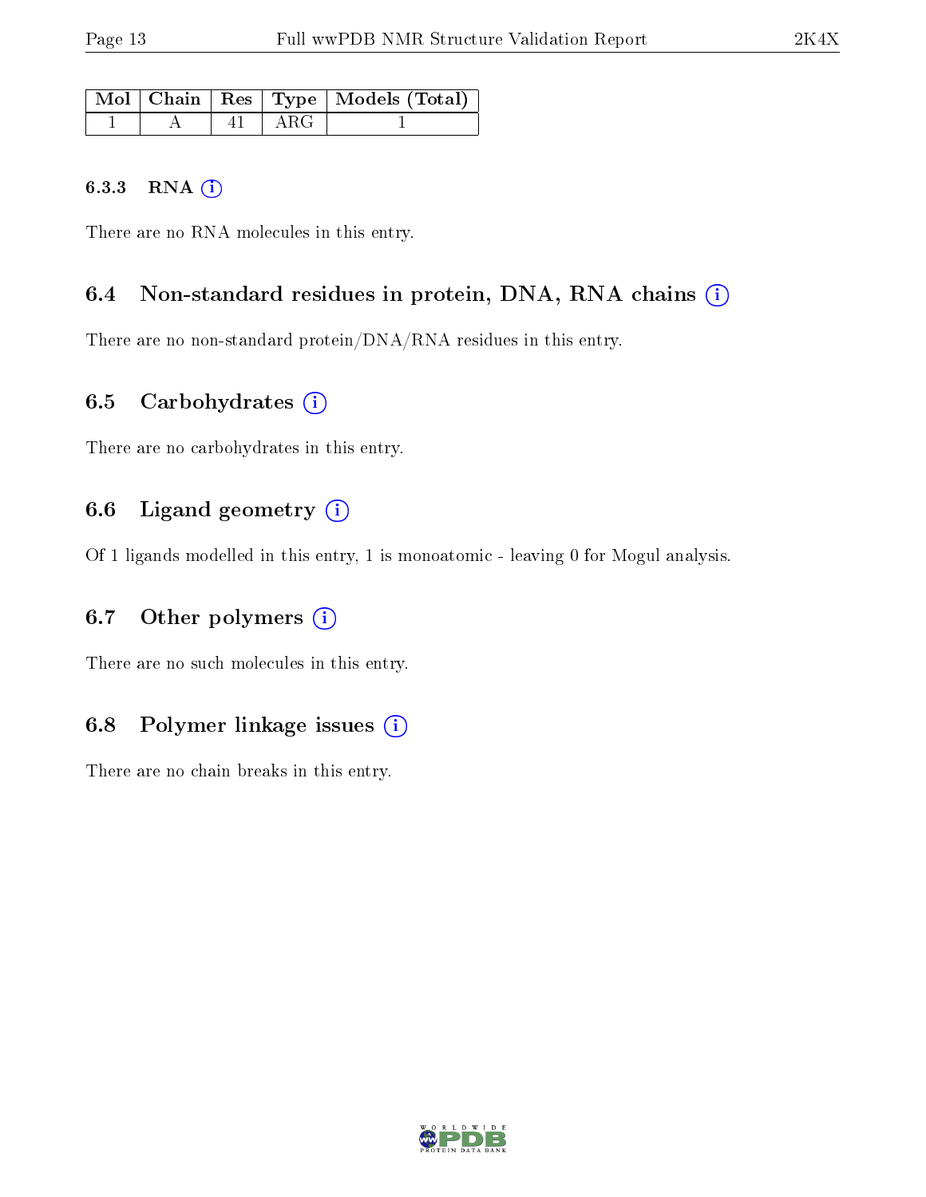| Mol | Chain | Res | Type | Models (Total) |
| --- | --- | --- | --- | --- |
| 1 | A | 41 | ARG | 1 |

#### 6.3.3 RNA

There are no RNA molecules in this entry.

### 6.4 Non-standard residues in protein, DNA, RNA chains

There are no non-standard protein/DNA/RNA residues in this entry.

### 6.5 Carbohydrates

There are no carbohydrates in this entry.

### 6.6 Ligand geometry

Of 1 ligands modelled in this entry, 1 is monoatomic - leaving 0 for Mogul analysis.

### 6.7 Other polymers

There are no such molecules in this entry.

### 6.8 Polymer linkage issues

There are no chain breaks in this entry.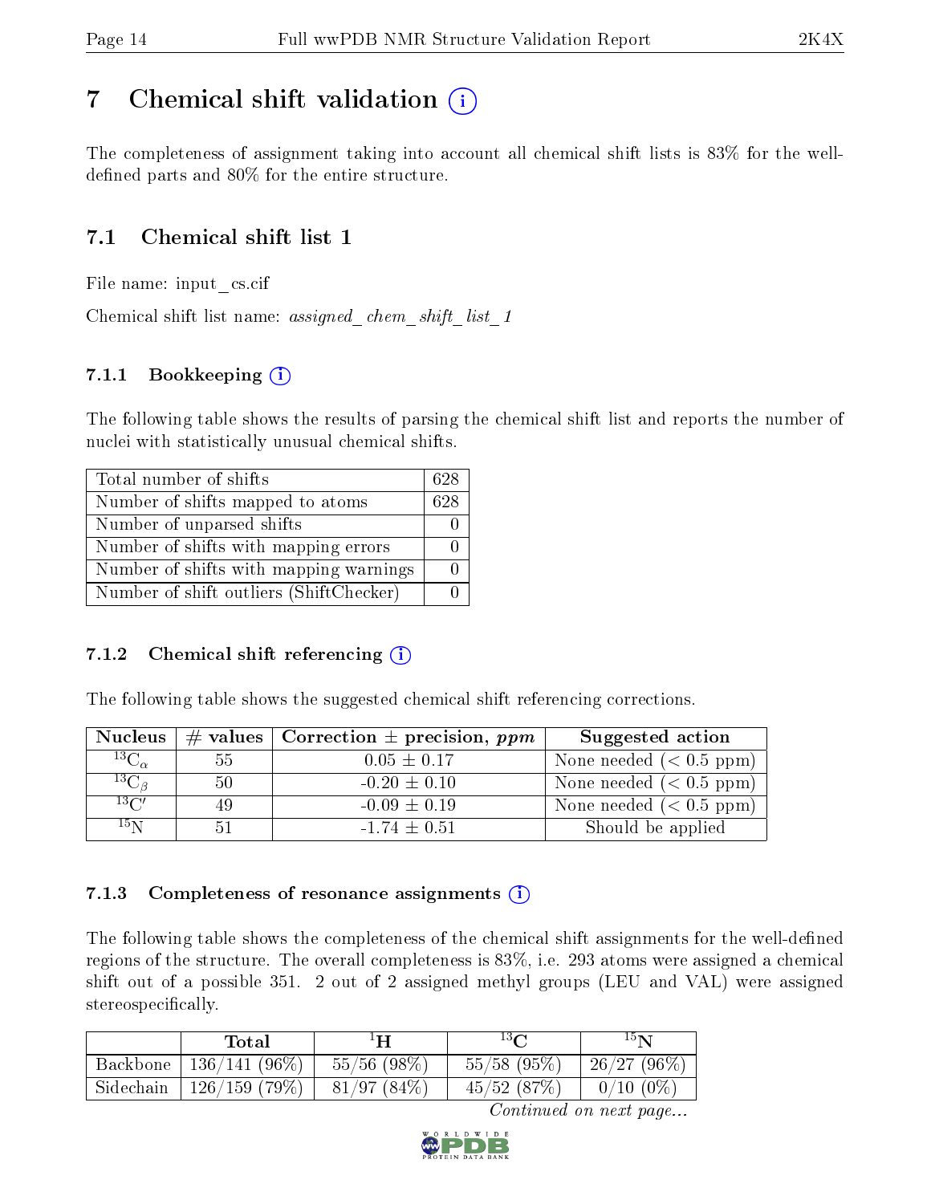# 7 Chemical shift validation

The completeness of assignment taking into account all chemical shift lists is 83% for the well-defined parts and 80% for the entire structure.

## 7.1 Chemical shift list 1

File name: input_cs.cif

Chemical shift list name: *assigned_chem_shift_list_1*

### 7.1.1 Bookkeeping

The following table shows the results of parsing the chemical shift list and reports the number of nuclei with statistically unusual chemical shifts.

| Total number of shifts | 628 |
|---|---|
| Number of shifts mapped to atoms | 628 |
| Number of unparsed shifts | 0 |
| Number of shifts with mapping errors | 0 |
| Number of shifts with mapping warnings | 0 |
| Number of shift outliers (ShiftChecker) | 0 |

### 7.1.2 Chemical shift referencing

The following table shows the suggested chemical shift referencing corrections.

| Nucleus | # values | Correction ± precision, *ppm* | Suggested action |
|---|---|---|---|
| $^{13}C_{\alpha}$ | 55 | 0.05 ± 0.17 | None needed (< 0.5 ppm) |
| $^{13}C_{\beta}$ | 50 | -0.20 ± 0.10 | None needed (< 0.5 ppm) |
| $^{13}C'$ | 49 | -0.09 ± 0.19 | None needed (< 0.5 ppm) |
| $^{15}N$ | 51 | -1.74 ± 0.51 | Should be applied |

### 7.1.3 Completeness of resonance assignments

The following table shows the completeness of the chemical shift assignments for the well-defined regions of the structure. The overall completeness is 83%, i.e. 293 atoms were assigned a chemical shift out of a possible 351. 2 out of 2 assigned methyl groups (LEU and VAL) were assigned stereospecifically.

| | Total | $^{1}H$ | $^{13}C$ | $^{15}N$ |
|---|---|---|---|---|
| Backbone | 136/141 (96%) | 55/56 (98%) | 55/58 (95%) | 26/27 (96%) |
| Sidechain | 126/159 (79%) | 81/97 (84%) | 45/52 (87%) | 0/10 (0%) |

*Continued on next page...*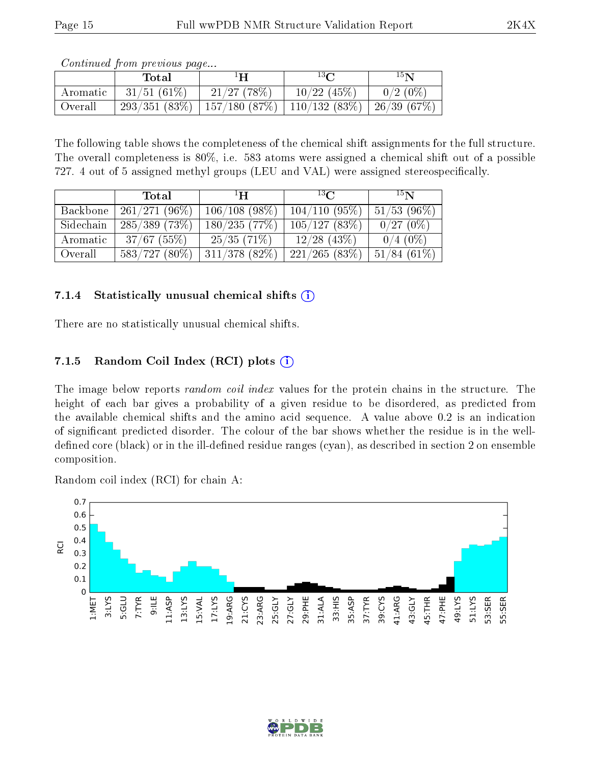*Continued from previous page...*

| | Total | $^{1}$H | $^{13}$C | $^{15}$N |
|---|---|---|---|---|
| Aromatic | 31/51 (61%) | 21/27 (78%) | 10/22 (45%) | 0/2 (0%) |
| Overall | 293/351 (83%) | 157/180 (87%) | 110/132 (83%) | 26/39 (67%) |

The following table shows the completeness of the chemical shift assignments for the full structure. The overall completeness is 80%, i.e. 583 atoms were assigned a chemical shift out of a possible 727. 4 out of 5 assigned methyl groups (LEU and VAL) were assigned stereospecifically.

| | Total | $^{1}$H | $^{13}$C | $^{15}$N |
|---|---|---|---|---|
| Backbone | 261/271 (96%) | 106/108 (98%) | 104/110 (95%) | 51/53 (96%) |
| Sidechain | 285/389 (73%) | 180/235 (77%) | 105/127 (83%) | 0/27 (0%) |
| Aromatic | 37/67 (55%) | 25/35 (71%) | 12/28 (43%) | 0/4 (0%) |
| Overall | 583/727 (80%) | 311/378 (82%) | 221/265 (83%) | 51/84 (61%) |

### 7.1.4 Statistically unusual chemical shifts (i)

There are no statistically unusual chemical shifts.

### 7.1.5 Random Coil Index (RCI) plots (i)

The image below reports *random coil index* values for the protein chains in the structure. The height of each bar gives a probability of a given residue to be disordered, as predicted from the available chemical shifts and the amino acid sequence. A value above 0.2 is an indication of significant predicted disorder. The colour of the bar shows whether the residue is in the well-defined core (black) or in the ill-defined residue ranges (cyan), as described in section 2 on ensemble composition.

Random coil index (RCI) for chain A:

RCI
0.7
0.6
0.5
0.4
0.3
0.2
0.1
0
1:MET 3:LYS 5:GLU 7:TYR 9:ILE 11:ASP 13:LYS 15:VAL 17:LYS 19:ARG 21:CYS 23:ARG 25:GLY 27:GLY 29:PHE 31:ALA 33:HIS 35:ASP 37:TYR 39:CYS 41:ARG 43:GLY 45:THR 47:PHE 49:LYS 51:LYS 53:SER 55:SER